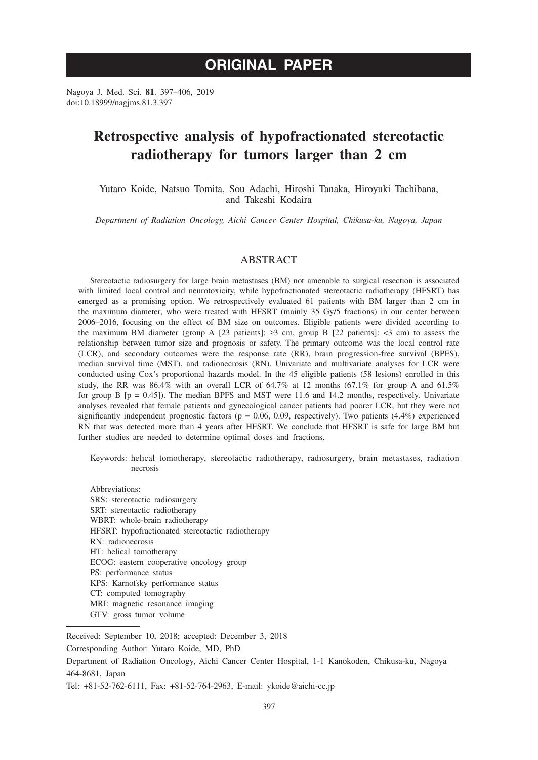# ORIGINAL PAPER

Nagoya J. Med. Sci. **81**. 397–406, 2019
doi:10.18999/nagjms.81.3.397

# Retrospective analysis of hypofractionated stereotactic radiotherapy for tumors larger than 2 cm

Yutaro Koide, Natsuo Tomita, Sou Adachi, Hiroshi Tanaka, Hiroyuki Tachibana, and Takeshi Kodaira

*Department of Radiation Oncology, Aichi Cancer Center Hospital, Chikusa-ku, Nagoya, Japan*

## ABSTRACT

Stereotactic radiosurgery for large brain metastases (BM) not amenable to surgical resection is associated with limited local control and neurotoxicity, while hypofractionated stereotactic radiotherapy (HFSRT) has emerged as a promising option. We retrospectively evaluated 61 patients with BM larger than 2 cm in the maximum diameter, who were treated with HFSRT (mainly 35 Gy/5 fractions) in our center between 2006–2016, focusing on the effect of BM size on outcomes. Eligible patients were divided according to the maximum BM diameter (group A [23 patients]: ≥3 cm, group B [22 patients]: <3 cm) to assess the relationship between tumor size and prognosis or safety. The primary outcome was the local control rate (LCR), and secondary outcomes were the response rate (RR), brain progression-free survival (BPFS), median survival time (MST), and radionecrosis (RN). Univariate and multivariate analyses for LCR were conducted using Cox's proportional hazards model. In the 45 eligible patients (58 lesions) enrolled in this study, the RR was 86.4% with an overall LCR of 64.7% at 12 months (67.1% for group A and 61.5% for group B [p = 0.45]). The median BPFS and MST were 11.6 and 14.2 months, respectively. Univariate analyses revealed that female patients and gynecological cancer patients had poorer LCR, but they were not significantly independent prognostic factors (p = 0.06, 0.09, respectively). Two patients (4.4%) experienced RN that was detected more than 4 years after HFSRT. We conclude that HFSRT is safe for large BM but further studies are needed to determine optimal doses and fractions.

Keywords: helical tomotherapy, stereotactic radiotherapy, radiosurgery, brain metastases, radiation necrosis

Abbreviations:
SRS: stereotactic radiosurgery
SRT: stereotactic radiotherapy
WBRT: whole-brain radiotherapy
HFSRT: hypofractionated stereotactic radiotherapy
RN: radionecrosis
HT: helical tomotherapy
ECOG: eastern cooperative oncology group
PS: performance status
KPS: Karnofsky performance status
CT: computed tomography
MRI: magnetic resonance imaging
GTV: gross tumor volume

---

Received: September 10, 2018; accepted: December 3, 2018

Corresponding Author: Yutaro Koide, MD, PhD

Department of Radiation Oncology, Aichi Cancer Center Hospital, 1-1 Kanokoden, Chikusa-ku, Nagoya 464-8681, Japan

Tel: +81-52-762-6111, Fax: +81-52-764-2963, E-mail: ykoide@aichi-cc.jp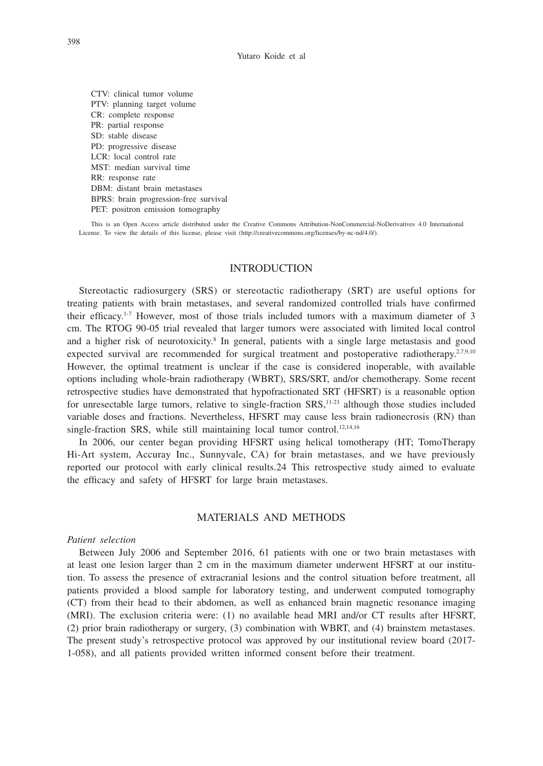CTV: clinical tumor volume
PTV: planning target volume
CR: complete response
PR: partial response
SD: stable disease
PD: progressive disease
LCR: local control rate
MST: median survival time
RR: response rate
DBM: distant brain metastases
BPRS: brain progression-free survival
PET: positron emission tomography

This is an Open Access article distributed under the Creative Commons Attribution-NonCommercial-NoDerivatives 4.0 International License. To view the details of this license, please visit (http://creativecommons.org/licenses/by-nc-nd/4.0/).

## INTRODUCTION

Stereotactic radiosurgery (SRS) or stereotactic radiotherapy (SRT) are useful options for treating patients with brain metastases, and several randomized controlled trials have confirmed their efficacy.[1-7] However, most of those trials included tumors with a maximum diameter of 3 cm. The RTOG 90-05 trial revealed that larger tumors were associated with limited local control and a higher risk of neurotoxicity.[8] In general, patients with a single large metastasis and good expected survival are recommended for surgical treatment and postoperative radiotherapy.[2,7,9,10] However, the optimal treatment is unclear if the case is considered inoperable, with available options including whole-brain radiotherapy (WBRT), SRS/SRT, and/or chemotherapy. Some recent retrospective studies have demonstrated that hypofractionated SRT (HFSRT) is a reasonable option for unresectable large tumors, relative to single-fraction SRS,[11-23] although those studies included variable doses and fractions. Nevertheless, HFSRT may cause less brain radionecrosis (RN) than single-fraction SRS, while still maintaining local tumor control.[12,14,16]

In 2006, our center began providing HFSRT using helical tomotherapy (HT; TomoTherapy Hi-Art system, Accuray Inc., Sunnyvale, CA) for brain metastases, and we have previously reported our protocol with early clinical results.24 This retrospective study aimed to evaluate the efficacy and safety of HFSRT for large brain metastases.

## MATERIALS AND METHODS

*Patient selection*

Between July 2006 and September 2016, 61 patients with one or two brain metastases with at least one lesion larger than 2 cm in the maximum diameter underwent HFSRT at our institution. To assess the presence of extracranial lesions and the control situation before treatment, all patients provided a blood sample for laboratory testing, and underwent computed tomography (CT) from their head to their abdomen, as well as enhanced brain magnetic resonance imaging (MRI). The exclusion criteria were: (1) no available head MRI and/or CT results after HFSRT, (2) prior brain radiotherapy or surgery, (3) combination with WBRT, and (4) brainstem metastases. The present study's retrospective protocol was approved by our institutional review board (2017-1-058), and all patients provided written informed consent before their treatment.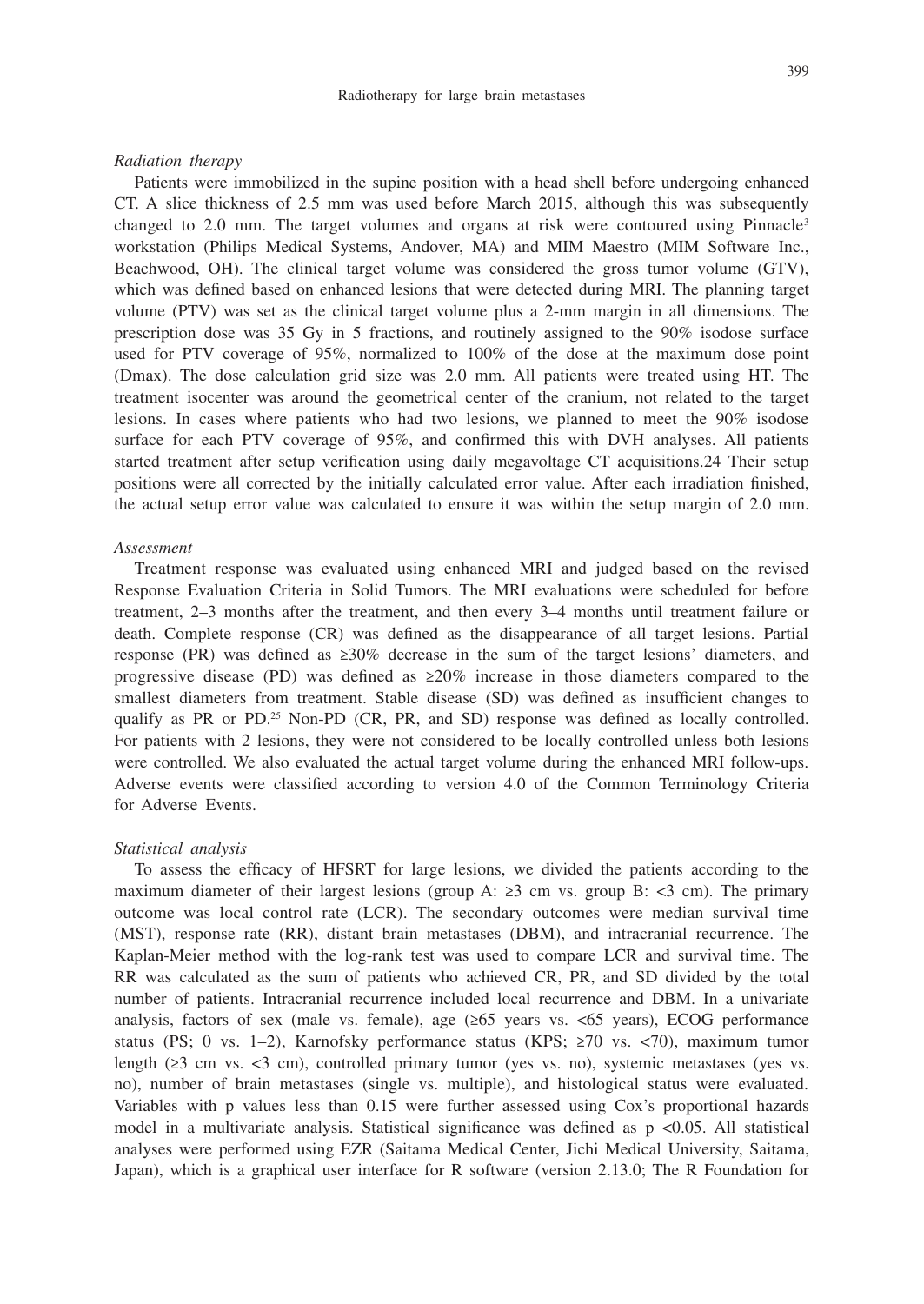### *Radiation therapy*

Patients were immobilized in the supine position with a head shell before undergoing enhanced CT. A slice thickness of 2.5 mm was used before March 2015, although this was subsequently changed to 2.0 mm. The target volumes and organs at risk were contoured using Pinnacle[3] workstation (Philips Medical Systems, Andover, MA) and MIM Maestro (MIM Software Inc., Beachwood, OH). The clinical target volume was considered the gross tumor volume (GTV), which was defined based on enhanced lesions that were detected during MRI. The planning target volume (PTV) was set as the clinical target volume plus a 2-mm margin in all dimensions. The prescription dose was 35 Gy in 5 fractions, and routinely assigned to the 90% isodose surface used for PTV coverage of 95%, normalized to 100% of the dose at the maximum dose point (Dmax). The dose calculation grid size was 2.0 mm. All patients were treated using HT. The treatment isocenter was around the geometrical center of the cranium, not related to the target lesions. In cases where patients who had two lesions, we planned to meet the 90% isodose surface for each PTV coverage of 95%, and confirmed this with DVH analyses. All patients started treatment after setup verification using daily megavoltage CT acquisitions.24 Their setup positions were all corrected by the initially calculated error value. After each irradiation finished, the actual setup error value was calculated to ensure it was within the setup margin of 2.0 mm.

### *Assessment*

Treatment response was evaluated using enhanced MRI and judged based on the revised Response Evaluation Criteria in Solid Tumors. The MRI evaluations were scheduled for before treatment, 2–3 months after the treatment, and then every 3–4 months until treatment failure or death. Complete response (CR) was defined as the disappearance of all target lesions. Partial response (PR) was defined as ≥30% decrease in the sum of the target lesions' diameters, and progressive disease (PD) was defined as ≥20% increase in those diameters compared to the smallest diameters from treatment. Stable disease (SD) was defined as insufficient changes to qualify as PR or PD.[25] Non-PD (CR, PR, and SD) response was defined as locally controlled. For patients with 2 lesions, they were not considered to be locally controlled unless both lesions were controlled. We also evaluated the actual target volume during the enhanced MRI follow-ups. Adverse events were classified according to version 4.0 of the Common Terminology Criteria for Adverse Events.

### *Statistical analysis*

To assess the efficacy of HFSRT for large lesions, we divided the patients according to the maximum diameter of their largest lesions (group A: ≥3 cm vs. group B: <3 cm). The primary outcome was local control rate (LCR). The secondary outcomes were median survival time (MST), response rate (RR), distant brain metastases (DBM), and intracranial recurrence. The Kaplan-Meier method with the log-rank test was used to compare LCR and survival time. The RR was calculated as the sum of patients who achieved CR, PR, and SD divided by the total number of patients. Intracranial recurrence included local recurrence and DBM. In a univariate analysis, factors of sex (male vs. female), age (≥65 years vs. <65 years), ECOG performance status (PS; 0 vs. 1–2), Karnofsky performance status (KPS; ≥70 vs. <70), maximum tumor length (≥3 cm vs. <3 cm), controlled primary tumor (yes vs. no), systemic metastases (yes vs. no), number of brain metastases (single vs. multiple), and histological status were evaluated. Variables with p values less than 0.15 were further assessed using Cox's proportional hazards model in a multivariate analysis. Statistical significance was defined as $p < 0.05$. All statistical analyses were performed using EZR (Saitama Medical Center, Jichi Medical University, Saitama, Japan), which is a graphical user interface for R software (version 2.13.0; The R Foundation for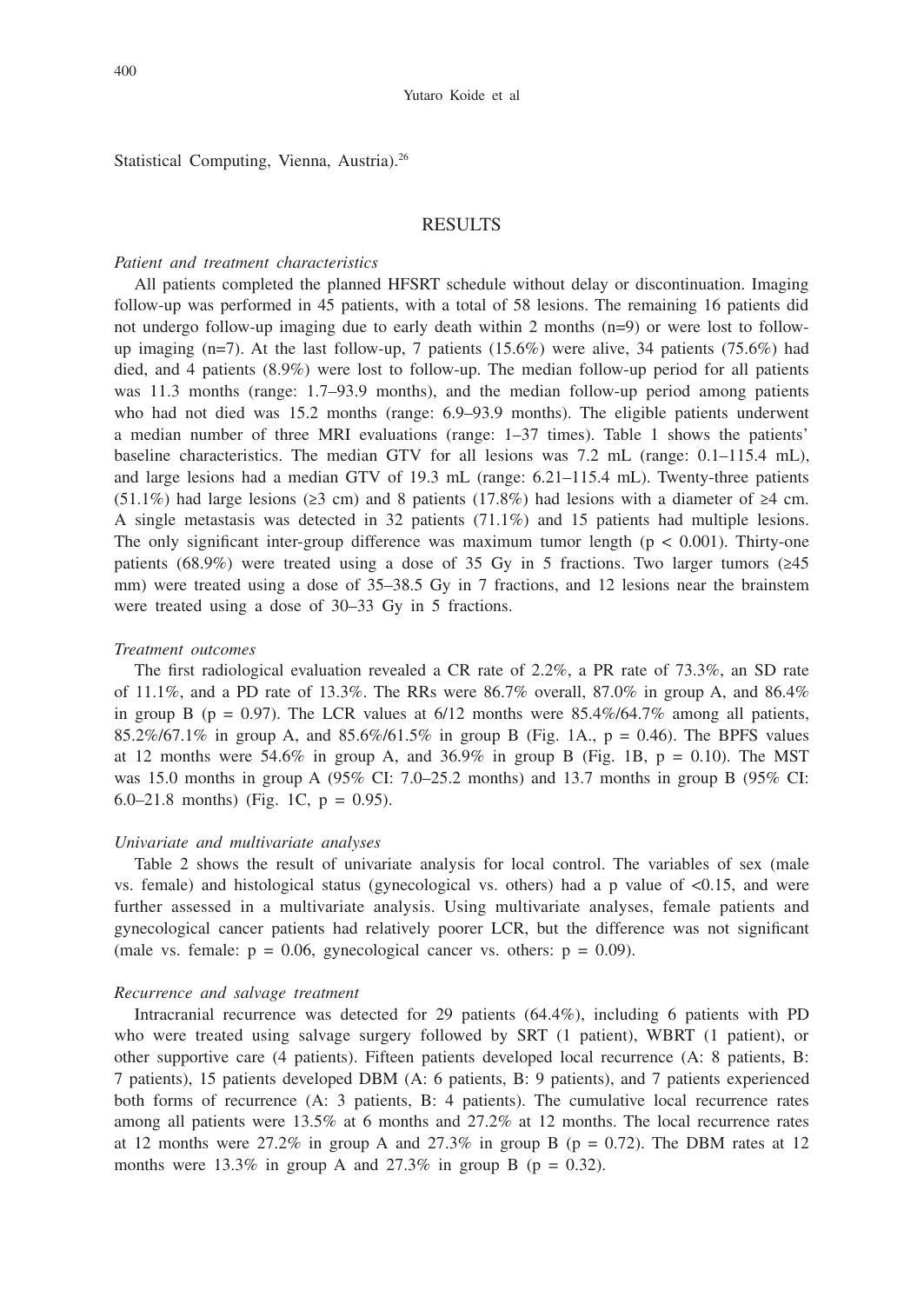Statistical Computing, Vienna, Austria).[26]

## RESULTS

*Patient and treatment characteristics*

All patients completed the planned HFSRT schedule without delay or discontinuation. Imaging follow-up was performed in 45 patients, with a total of 58 lesions. The remaining 16 patients did not undergo follow-up imaging due to early death within 2 months (n=9) or were lost to follow-up imaging (n=7). At the last follow-up, 7 patients (15.6%) were alive, 34 patients (75.6%) had died, and 4 patients (8.9%) were lost to follow-up. The median follow-up period for all patients was 11.3 months (range: 1.7–93.9 months), and the median follow-up period among patients who had not died was 15.2 months (range: 6.9–93.9 months). The eligible patients underwent a median number of three MRI evaluations (range: 1–37 times). Table 1 shows the patients' baseline characteristics. The median GTV for all lesions was 7.2 mL (range: 0.1–115.4 mL), and large lesions had a median GTV of 19.3 mL (range: 6.21–115.4 mL). Twenty-three patients (51.1%) had large lesions (≥3 cm) and 8 patients (17.8%) had lesions with a diameter of ≥4 cm. A single metastasis was detected in 32 patients (71.1%) and 15 patients had multiple lesions. The only significant inter-group difference was maximum tumor length ($p < 0.001$). Thirty-one patients (68.9%) were treated using a dose of 35 Gy in 5 fractions. Two larger tumors (≥45 mm) were treated using a dose of 35–38.5 Gy in 7 fractions, and 12 lesions near the brainstem were treated using a dose of 30–33 Gy in 5 fractions.

*Treatment outcomes*

The first radiological evaluation revealed a CR rate of 2.2%, a PR rate of 73.3%, an SD rate of 11.1%, and a PD rate of 13.3%. The RRs were 86.7% overall, 87.0% in group A, and 86.4% in group B ($p = 0.97$). The LCR values at 6/12 months were 85.4%/64.7% among all patients, 85.2%/67.1% in group A, and 85.6%/61.5% in group B (Fig. 1A., $p = 0.46$). The BPFS values at 12 months were 54.6% in group A, and 36.9% in group B (Fig. 1B, $p = 0.10$). The MST was 15.0 months in group A (95% CI: 7.0–25.2 months) and 13.7 months in group B (95% CI: 6.0–21.8 months) (Fig. 1C, $p = 0.95$).

*Univariate and multivariate analyses*

Table 2 shows the result of univariate analysis for local control. The variables of sex (male vs. female) and histological status (gynecological vs. others) had a p value of <0.15, and were further assessed in a multivariate analysis. Using multivariate analyses, female patients and gynecological cancer patients had relatively poorer LCR, but the difference was not significant (male vs. female: $p = 0.06$, gynecological cancer vs. others: $p = 0.09$).

*Recurrence and salvage treatment*

Intracranial recurrence was detected for 29 patients (64.4%), including 6 patients with PD who were treated using salvage surgery followed by SRT (1 patient), WBRT (1 patient), or other supportive care (4 patients). Fifteen patients developed local recurrence (A: 8 patients, B: 7 patients), 15 patients developed DBM (A: 6 patients, B: 9 patients), and 7 patients experienced both forms of recurrence (A: 3 patients, B: 4 patients). The cumulative local recurrence rates among all patients were 13.5% at 6 months and 27.2% at 12 months. The local recurrence rates at 12 months were 27.2% in group A and 27.3% in group B ($p = 0.72$). The DBM rates at 12 months were 13.3% in group A and 27.3% in group B ($p = 0.32$).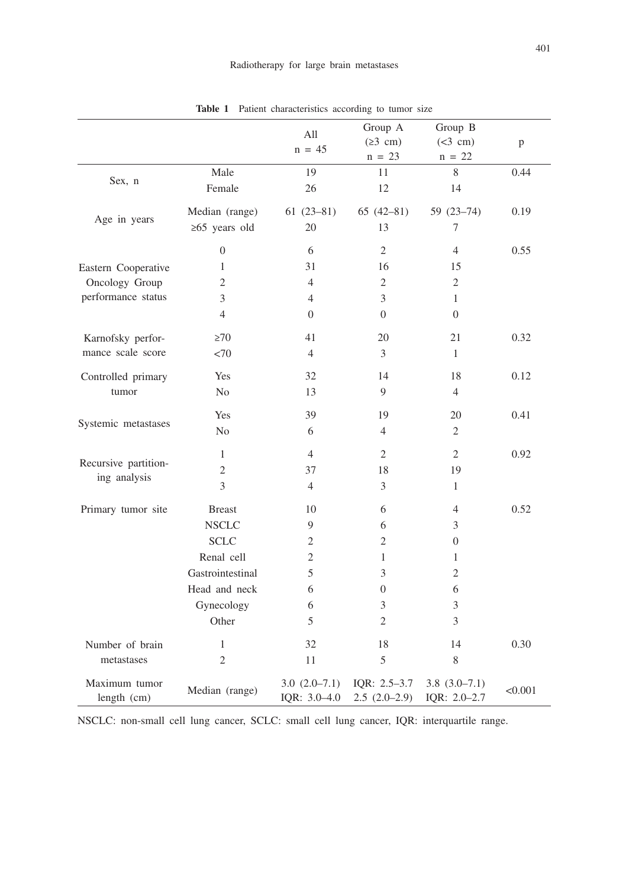**Table 1** Patient characteristics according to tumor size

| | | All n = 45 | Group A (≥3 cm) n = 23 | Group B (<3 cm) n = 22 | p |
|---|---|---|---|---|---|
| Sex, n | Male | 19 | 11 | 8 | 0.44 |
| | Female | 26 | 12 | 14 | |
| Age in years | Median (range) | 61 (23–81) | 65 (42–81) | 59 (23–74) | 0.19 |
| | ≥65 years old | 20 | 13 | 7 | |
| Eastern Cooperative Oncology Group performance status | 0 | 6 | 2 | 4 | 0.55 |
| | 1 | 31 | 16 | 15 | |
| | 2 | 4 | 2 | 2 | |
| | 3 | 4 | 3 | 1 | |
| | 4 | 0 | 0 | 0 | |
| Karnofsky performance scale score | ≥70 | 41 | 20 | 21 | 0.32 |
| | <70 | 4 | 3 | 1 | |
| Controlled primary tumor | Yes | 32 | 14 | 18 | 0.12 |
| | No | 13 | 9 | 4 | |
| Systemic metastases | Yes | 39 | 19 | 20 | 0.41 |
| | No | 6 | 4 | 2 | |
| Recursive partitioning analysis | 1 | 4 | 2 | 2 | 0.92 |
| | 2 | 37 | 18 | 19 | |
| | 3 | 4 | 3 | 1 | |
| Primary tumor site | Breast | 10 | 6 | 4 | 0.52 |
| | NSCLC | 9 | 6 | 3 | |
| | SCLC | 2 | 2 | 0 | |
| | Renal cell | 2 | 1 | 1 | |
| | Gastrointestinal | 5 | 3 | 2 | |
| | Head and neck | 6 | 0 | 6 | |
| | Gynecology | 6 | 3 | 3 | |
| | Other | 5 | 2 | 3 | |
| Number of brain metastases | 1 | 32 | 18 | 14 | 0.30 |
| | 2 | 11 | 5 | 8 | |
| Maximum tumor length (cm) | Median (range) | 3.0 (2.0–7.1) IQR: 3.0–4.0 | IQR: 2.5–3.7 2.5 (2.0–2.9) | 3.8 (3.0–7.1) IQR: 2.0–2.7 | <0.001 |

NSCLC: non-small cell lung cancer, SCLC: small cell lung cancer, IQR: interquartile range.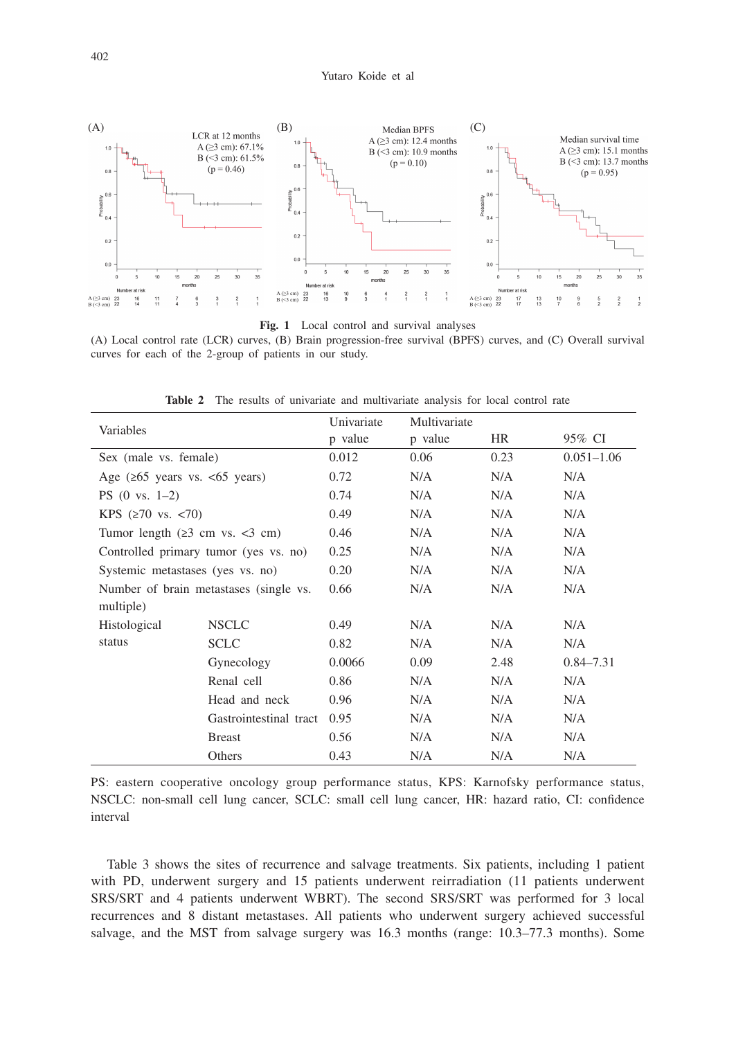Fig. 1  Local control and survival analyses

(A) Local control rate (LCR) curves, (B) Brain progression-free survival (BPFS) curves, and (C) Overall survival curves for each of the 2-group of patients in our study.

**Table 2**  The results of univariate and multivariate analysis for local control rate

| Variables | | Univariate p value | Multivariate p value | HR | 95% CI |
|---|---|---|---|---|---|
| Sex (male vs. female) | | 0.012 | 0.06 | 0.23 | 0.051–1.06 |
| Age (≥65 years vs. <65 years) | | 0.72 | N/A | N/A | N/A |
| PS (0 vs. 1–2) | | 0.74 | N/A | N/A | N/A |
| KPS (≥70 vs. <70) | | 0.49 | N/A | N/A | N/A |
| Tumor length (≥3 cm vs. <3 cm) | | 0.46 | N/A | N/A | N/A |
| Controlled primary tumor (yes vs. no) | | 0.25 | N/A | N/A | N/A |
| Systemic metastases (yes vs. no) | | 0.20 | N/A | N/A | N/A |
| Number of brain metastases (single vs. multiple) | | 0.66 | N/A | N/A | N/A |
| Histological status | NSCLC | 0.49 | N/A | N/A | N/A |
| | SCLC | 0.82 | N/A | N/A | N/A |
| | Gynecology | 0.0066 | 0.09 | 2.48 | 0.84–7.31 |
| | Renal cell | 0.86 | N/A | N/A | N/A |
| | Head and neck | 0.96 | N/A | N/A | N/A |
| | Gastrointestinal tract | 0.95 | N/A | N/A | N/A |
| | Breast | 0.56 | N/A | N/A | N/A |
| | Others | 0.43 | N/A | N/A | N/A |

PS: eastern cooperative oncology group performance status, KPS: Karnofsky performance status, NSCLC: non-small cell lung cancer, SCLC: small cell lung cancer, HR: hazard ratio, CI: confidence interval

Table 3 shows the sites of recurrence and salvage treatments. Six patients, including 1 patient with PD, underwent surgery and 15 patients underwent reirradiation (11 patients underwent SRS/SRT and 4 patients underwent WBRT). The second SRS/SRT was performed for 3 local recurrences and 8 distant metastases. All patients who underwent surgery achieved successful salvage, and the MST from salvage surgery was 16.3 months (range: 10.3–77.3 months). Some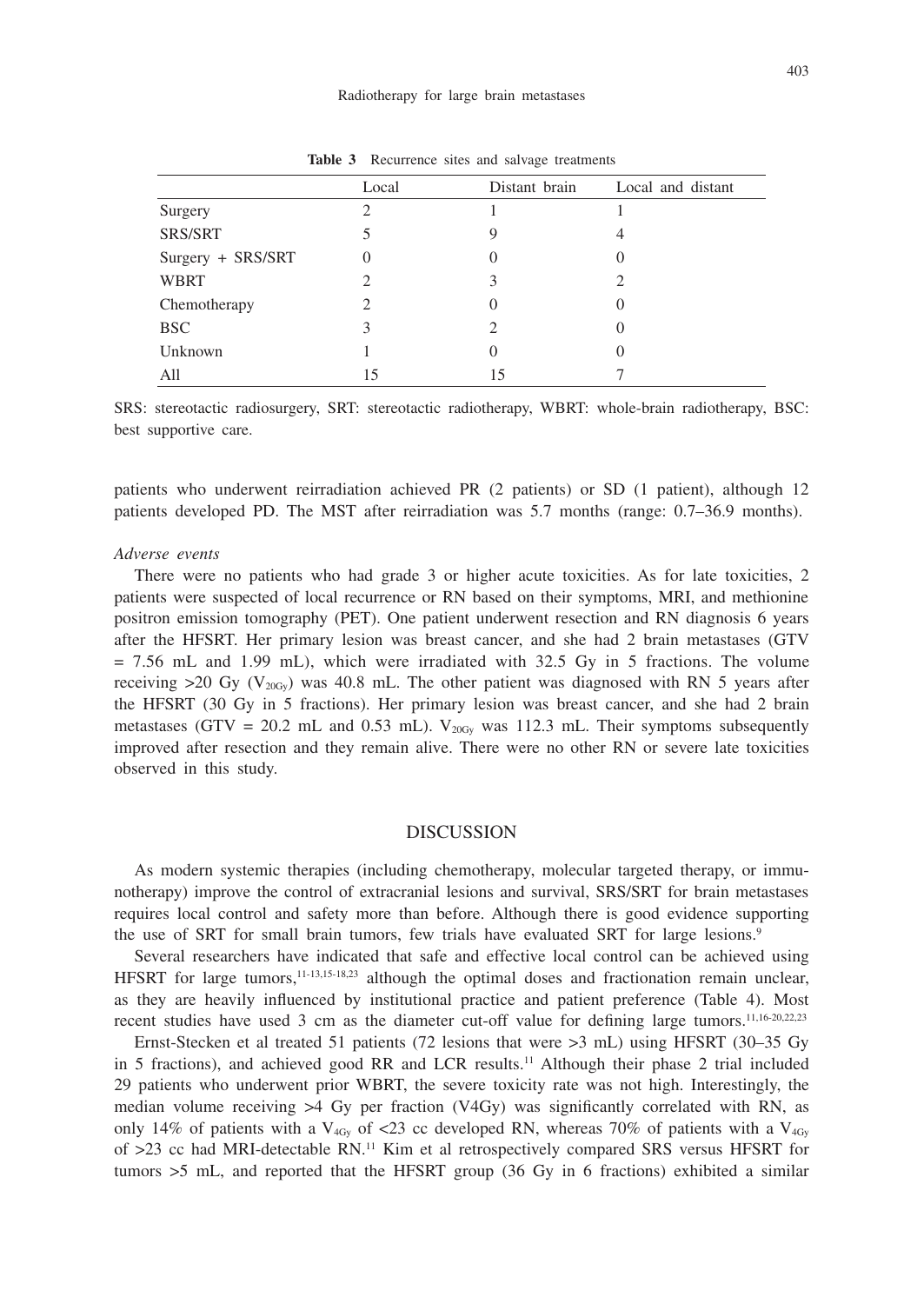**Table 3** Recurrence sites and salvage treatments

| | Local | Distant brain | Local and distant |
|---|---|---|---|
| Surgery | 2 | 1 | 1 |
| SRS/SRT | 5 | 9 | 4 |
| Surgery + SRS/SRT | 0 | 0 | 0 |
| WBRT | 2 | 3 | 2 |
| Chemotherapy | 2 | 0 | 0 |
| BSC | 3 | 2 | 0 |
| Unknown | 1 | 0 | 0 |
| All | 15 | 15 | 7 |

SRS: stereotactic radiosurgery, SRT: stereotactic radiotherapy, WBRT: whole-brain radiotherapy, BSC: best supportive care.

patients who underwent reirradiation achieved PR (2 patients) or SD (1 patient), although 12 patients developed PD. The MST after reirradiation was 5.7 months (range: 0.7–36.9 months).

*Adverse events*

There were no patients who had grade 3 or higher acute toxicities. As for late toxicities, 2 patients were suspected of local recurrence or RN based on their symptoms, MRI, and methionine positron emission tomography (PET). One patient underwent resection and RN diagnosis 6 years after the HFSRT. Her primary lesion was breast cancer, and she had 2 brain metastases (GTV = 7.56 mL and 1.99 mL), which were irradiated with 32.5 Gy in 5 fractions. The volume receiving >20 Gy ($V_{20Gy}$) was 40.8 mL. The other patient was diagnosed with RN 5 years after the HFSRT (30 Gy in 5 fractions). Her primary lesion was breast cancer, and she had 2 brain metastases (GTV = 20.2 mL and 0.53 mL). $V_{20Gy}$ was 112.3 mL. Their symptoms subsequently improved after resection and they remain alive. There were no other RN or severe late toxicities observed in this study.

## DISCUSSION

As modern systemic therapies (including chemotherapy, molecular targeted therapy, or immunotherapy) improve the control of extracranial lesions and survival, SRS/SRT for brain metastases requires local control and safety more than before. Although there is good evidence supporting the use of SRT for small brain tumors, few trials have evaluated SRT for large lesions.[9]

Several researchers have indicated that safe and effective local control can be achieved using HFSRT for large tumors,[11-13,15-18,23] although the optimal doses and fractionation remain unclear, as they are heavily influenced by institutional practice and patient preference (Table 4). Most recent studies have used 3 cm as the diameter cut-off value for defining large tumors.[11,16-20,22,23]

Ernst-Stecken et al treated 51 patients (72 lesions that were >3 mL) using HFSRT (30–35 Gy in 5 fractions), and achieved good RR and LCR results.[11] Although their phase 2 trial included 29 patients who underwent prior WBRT, the severe toxicity rate was not high. Interestingly, the median volume receiving >4 Gy per fraction (V4Gy) was significantly correlated with RN, as only 14% of patients with a $V_{4Gy}$ of <23 cc developed RN, whereas 70% of patients with a $V_{4Gy}$ of >23 cc had MRI-detectable RN.[11] Kim et al retrospectively compared SRS versus HFSRT for tumors >5 mL, and reported that the HFSRT group (36 Gy in 6 fractions) exhibited a similar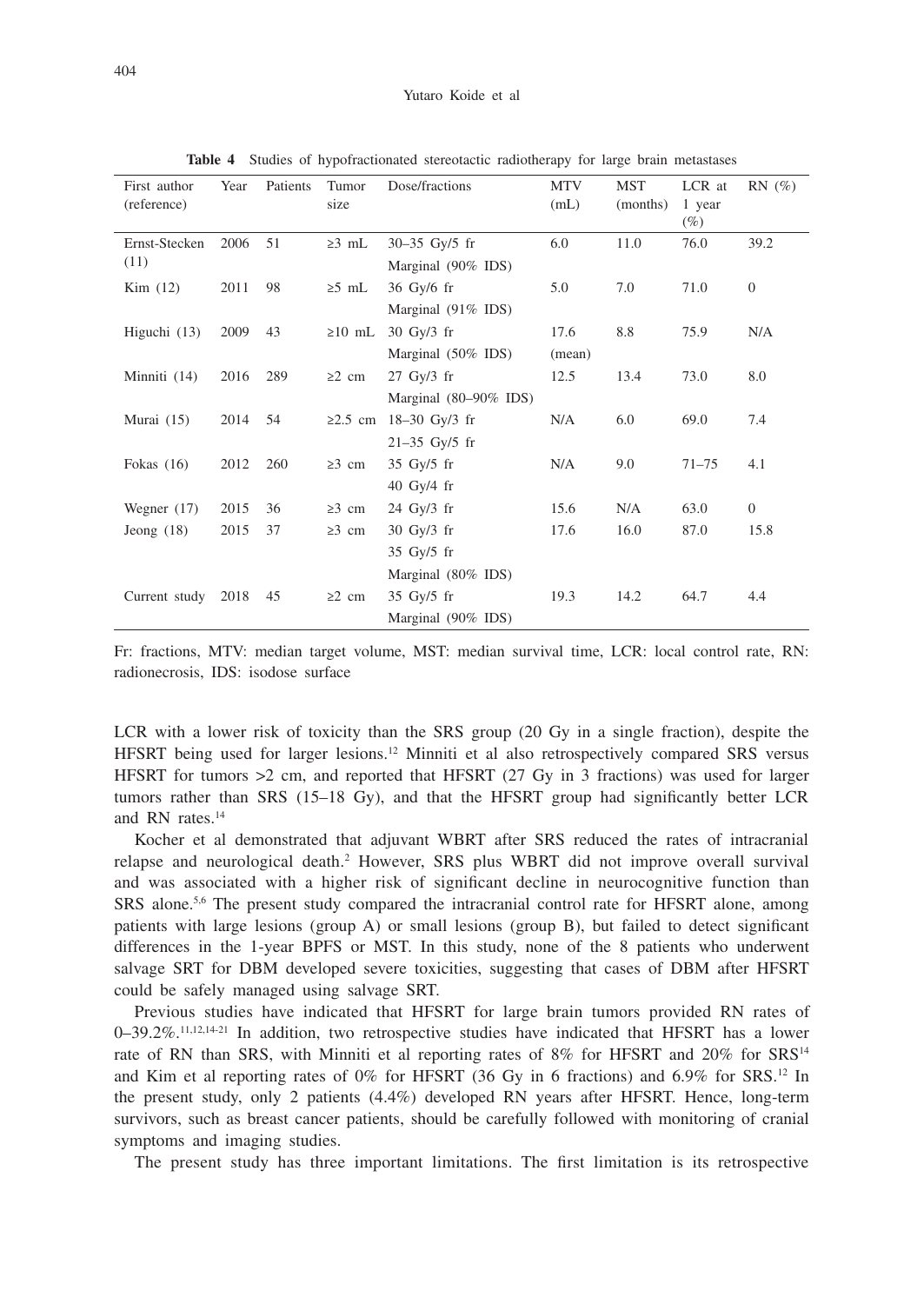**Table 4** Studies of hypofractionated stereotactic radiotherapy for large brain metastases

| First author (reference) | Year | Patients | Tumor size | Dose/fractions | MTV (mL) | MST (months) | LCR at 1 year (%) | RN (%) |
|---|---|---|---|---|---|---|---|---|
| Ernst-Stecken (11) | 2006 | 51 | ≥3 mL | 30–35 Gy/5 fr<br>Marginal (90% IDS) | 6.0 | 11.0 | 76.0 | 39.2 |
| Kim (12) | 2011 | 98 | ≥5 mL | 36 Gy/6 fr<br>Marginal (91% IDS) | 5.0 | 7.0 | 71.0 | 0 |
| Higuchi (13) | 2009 | 43 | ≥10 mL | 30 Gy/3 fr<br>Marginal (50% IDS) | 17.6 (mean) | 8.8 | 75.9 | N/A |
| Minniti (14) | 2016 | 289 | ≥2 cm | 27 Gy/3 fr<br>Marginal (80–90% IDS) | 12.5 | 13.4 | 73.0 | 8.0 |
| Murai (15) | 2014 | 54 | ≥2.5 cm | 18–30 Gy/3 fr<br>21–35 Gy/5 fr | N/A | 6.0 | 69.0 | 7.4 |
| Fokas (16) | 2012 | 260 | ≥3 cm | 35 Gy/5 fr<br>40 Gy/4 fr | N/A | 9.0 | 71–75 | 4.1 |
| Wegner (17) | 2015 | 36 | ≥3 cm | 24 Gy/3 fr | 15.6 | N/A | 63.0 | 0 |
| Jeong (18) | 2015 | 37 | ≥3 cm | 30 Gy/3 fr<br>35 Gy/5 fr<br>Marginal (80% IDS) | 17.6 | 16.0 | 87.0 | 15.8 |
| Current study | 2018 | 45 | ≥2 cm | 35 Gy/5 fr<br>Marginal (90% IDS) | 19.3 | 14.2 | 64.7 | 4.4 |

Fr: fractions, MTV: median target volume, MST: median survival time, LCR: local control rate, RN: radionecrosis, IDS: isodose surface

LCR with a lower risk of toxicity than the SRS group (20 Gy in a single fraction), despite the HFSRT being used for larger lesions.[12] Minniti et al also retrospectively compared SRS versus HFSRT for tumors >2 cm, and reported that HFSRT (27 Gy in 3 fractions) was used for larger tumors rather than SRS (15–18 Gy), and that the HFSRT group had significantly better LCR and RN rates.[14]

Kocher et al demonstrated that adjuvant WBRT after SRS reduced the rates of intracranial relapse and neurological death.[2] However, SRS plus WBRT did not improve overall survival and was associated with a higher risk of significant decline in neurocognitive function than SRS alone.[5,6] The present study compared the intracranial control rate for HFSRT alone, among patients with large lesions (group A) or small lesions (group B), but failed to detect significant differences in the 1-year BPFS or MST. In this study, none of the 8 patients who underwent salvage SRT for DBM developed severe toxicities, suggesting that cases of DBM after HFSRT could be safely managed using salvage SRT.

Previous studies have indicated that HFSRT for large brain tumors provided RN rates of 0–39.2%.[11,12,14-21] In addition, two retrospective studies have indicated that HFSRT has a lower rate of RN than SRS, with Minniti et al reporting rates of 8% for HFSRT and 20% for SRS[14] and Kim et al reporting rates of 0% for HFSRT (36 Gy in 6 fractions) and 6.9% for SRS.[12] In the present study, only 2 patients (4.4%) developed RN years after HFSRT. Hence, long-term survivors, such as breast cancer patients, should be carefully followed with monitoring of cranial symptoms and imaging studies.

The present study has three important limitations. The first limitation is its retrospective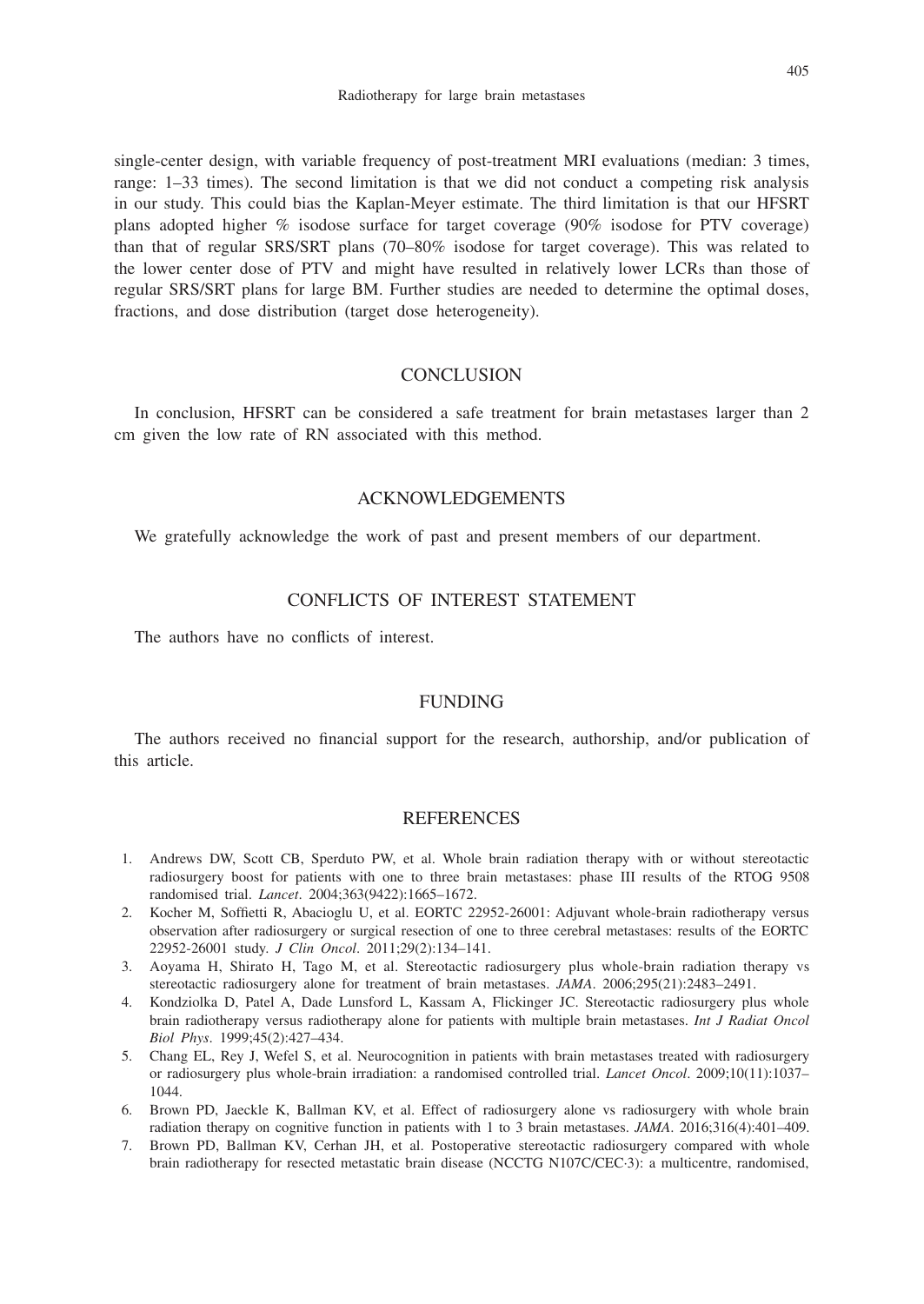single-center design, with variable frequency of post-treatment MRI evaluations (median: 3 times, range: 1–33 times). The second limitation is that we did not conduct a competing risk analysis in our study. This could bias the Kaplan-Meyer estimate. The third limitation is that our HFSRT plans adopted higher % isodose surface for target coverage (90% isodose for PTV coverage) than that of regular SRS/SRT plans (70–80% isodose for target coverage). This was related to the lower center dose of PTV and might have resulted in relatively lower LCRs than those of regular SRS/SRT plans for large BM. Further studies are needed to determine the optimal doses, fractions, and dose distribution (target dose heterogeneity).

## CONCLUSION

In conclusion, HFSRT can be considered a safe treatment for brain metastases larger than 2 cm given the low rate of RN associated with this method.

## ACKNOWLEDGEMENTS

We gratefully acknowledge the work of past and present members of our department.

## CONFLICTS OF INTEREST STATEMENT

The authors have no conflicts of interest.

## FUNDING

The authors received no financial support for the research, authorship, and/or publication of this article.

## REFERENCES

1. Andrews DW, Scott CB, Sperduto PW, et al. Whole brain radiation therapy with or without stereotactic radiosurgery boost for patients with one to three brain metastases: phase III results of the RTOG 9508 randomised trial. *Lancet*. 2004;363(9422):1665–1672.
2. Kocher M, Soffietti R, Abacioglu U, et al. EORTC 22952-26001: Adjuvant whole-brain radiotherapy versus observation after radiosurgery or surgical resection of one to three cerebral metastases: results of the EORTC 22952-26001 study. *J Clin Oncol*. 2011;29(2):134–141.
3. Aoyama H, Shirato H, Tago M, et al. Stereotactic radiosurgery plus whole-brain radiation therapy vs stereotactic radiosurgery alone for treatment of brain metastases. *JAMA*. 2006;295(21):2483–2491.
4. Kondziolka D, Patel A, Dade Lunsford L, Kassam A, Flickinger JC. Stereotactic radiosurgery plus whole brain radiotherapy versus radiotherapy alone for patients with multiple brain metastases. *Int J Radiat Oncol Biol Phys*. 1999;45(2):427–434.
5. Chang EL, Rey J, Wefel S, et al. Neurocognition in patients with brain metastases treated with radiosurgery or radiosurgery plus whole-brain irradiation: a randomised controlled trial. *Lancet Oncol*. 2009;10(11):1037–1044.
6. Brown PD, Jaeckle K, Ballman KV, et al. Effect of radiosurgery alone vs radiosurgery with whole brain radiation therapy on cognitive function in patients with 1 to 3 brain metastases. *JAMA*. 2016;316(4):401–409.
7. Brown PD, Ballman KV, Cerhan JH, et al. Postoperative stereotactic radiosurgery compared with whole brain radiotherapy for resected metastatic brain disease (NCCTG N107C/CEC·3): a multicentre, randomised,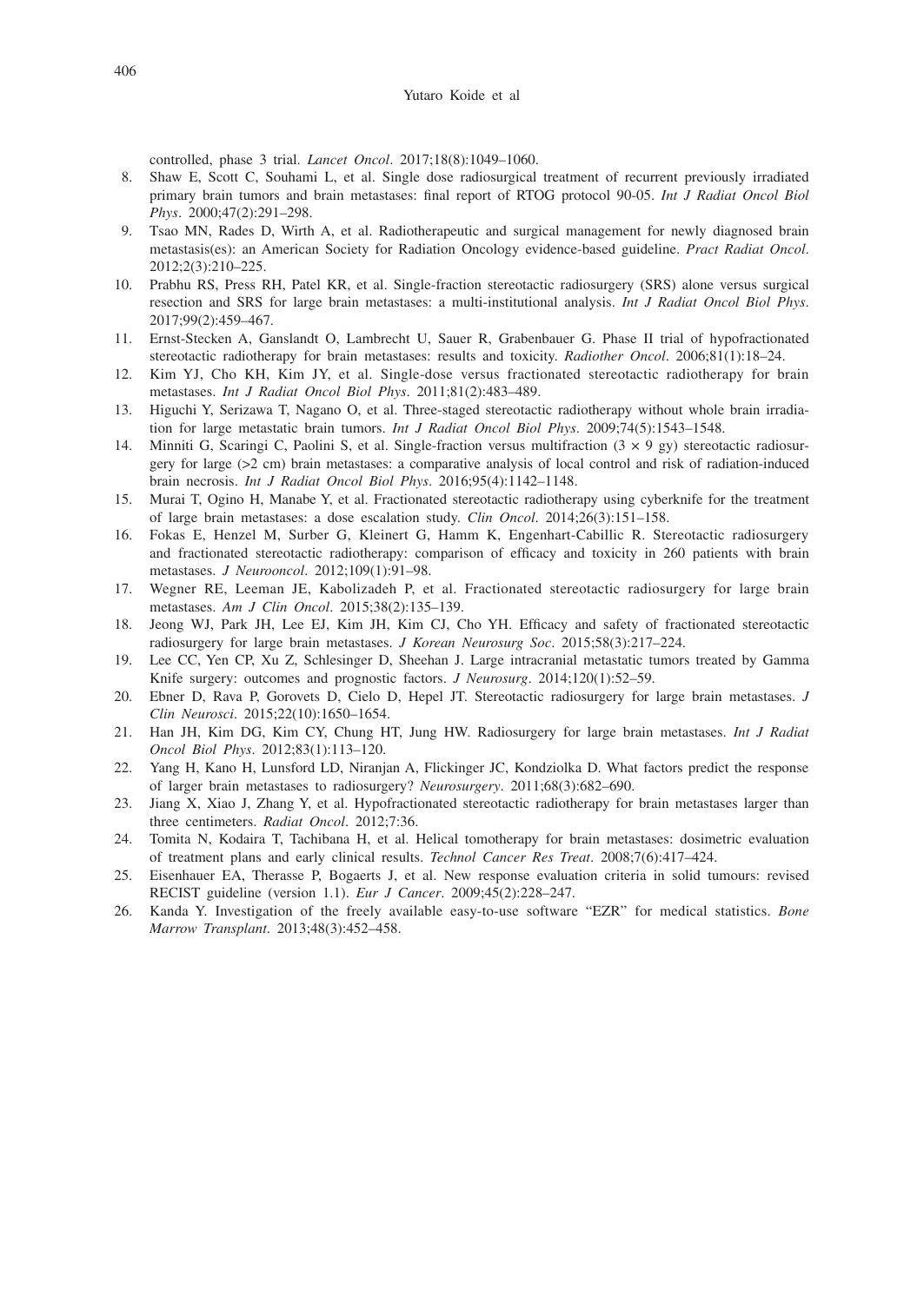controlled, phase 3 trial. *Lancet Oncol*. 2017;18(8):1049–1060.

8. Shaw E, Scott C, Souhami L, et al. Single dose radiosurgical treatment of recurrent previously irradiated primary brain tumors and brain metastases: final report of RTOG protocol 90-05. *Int J Radiat Oncol Biol Phys*. 2000;47(2):291–298.
9. Tsao MN, Rades D, Wirth A, et al. Radiotherapeutic and surgical management for newly diagnosed brain metastasis(es): an American Society for Radiation Oncology evidence-based guideline. *Pract Radiat Oncol*. 2012;2(3):210–225.
10. Prabhu RS, Press RH, Patel KR, et al. Single-fraction stereotactic radiosurgery (SRS) alone versus surgical resection and SRS for large brain metastases: a multi-institutional analysis. *Int J Radiat Oncol Biol Phys*. 2017;99(2):459–467.
11. Ernst-Stecken A, Ganslandt O, Lambrecht U, Sauer R, Grabenbauer G. Phase II trial of hypofractionated stereotactic radiotherapy for brain metastases: results and toxicity. *Radiother Oncol*. 2006;81(1):18–24.
12. Kim YJ, Cho KH, Kim JY, et al. Single-dose versus fractionated stereotactic radiotherapy for brain metastases. *Int J Radiat Oncol Biol Phys*. 2011;81(2):483–489.
13. Higuchi Y, Serizawa T, Nagano O, et al. Three-staged stereotactic radiotherapy without whole brain irradiation for large metastatic brain tumors. *Int J Radiat Oncol Biol Phys*. 2009;74(5):1543–1548.
14. Minniti G, Scaringi C, Paolini S, et al. Single-fraction versus multifraction ($3 \times 9$ gy) stereotactic radiosurgery for large (>2 cm) brain metastases: a comparative analysis of local control and risk of radiation-induced brain necrosis. *Int J Radiat Oncol Biol Phys*. 2016;95(4):1142–1148.
15. Murai T, Ogino H, Manabe Y, et al. Fractionated stereotactic radiotherapy using cyberknife for the treatment of large brain metastases: a dose escalation study. *Clin Oncol*. 2014;26(3):151–158.
16. Fokas E, Henzel M, Surber G, Kleinert G, Hamm K, Engenhart-Cabillic R. Stereotactic radiosurgery and fractionated stereotactic radiotherapy: comparison of efficacy and toxicity in 260 patients with brain metastases. *J Neurooncol*. 2012;109(1):91–98.
17. Wegner RE, Leeman JE, Kabolizadeh P, et al. Fractionated stereotactic radiosurgery for large brain metastases. *Am J Clin Oncol*. 2015;38(2):135–139.
18. Jeong WJ, Park JH, Lee EJ, Kim JH, Kim CJ, Cho YH. Efficacy and safety of fractionated stereotactic radiosurgery for large brain metastases. *J Korean Neurosurg Soc*. 2015;58(3):217–224.
19. Lee CC, Yen CP, Xu Z, Schlesinger D, Sheehan J. Large intracranial metastatic tumors treated by Gamma Knife surgery: outcomes and prognostic factors. *J Neurosurg*. 2014;120(1):52–59.
20. Ebner D, Rava P, Gorovets D, Cielo D, Hepel JT. Stereotactic radiosurgery for large brain metastases. *J Clin Neurosci*. 2015;22(10):1650–1654.
21. Han JH, Kim DG, Kim CY, Chung HT, Jung HW. Radiosurgery for large brain metastases. *Int J Radiat Oncol Biol Phys*. 2012;83(1):113–120.
22. Yang H, Kano H, Lunsford LD, Niranjan A, Flickinger JC, Kondziolka D. What factors predict the response of larger brain metastases to radiosurgery? *Neurosurgery*. 2011;68(3):682–690.
23. Jiang X, Xiao J, Zhang Y, et al. Hypofractionated stereotactic radiotherapy for brain metastases larger than three centimeters. *Radiat Oncol*. 2012;7:36.
24. Tomita N, Kodaira T, Tachibana H, et al. Helical tomotherapy for brain metastases: dosimetric evaluation of treatment plans and early clinical results. *Technol Cancer Res Treat*. 2008;7(6):417–424.
25. Eisenhauer EA, Therasse P, Bogaerts J, et al. New response evaluation criteria in solid tumours: revised RECIST guideline (version 1.1). *Eur J Cancer*. 2009;45(2):228–247.
26. Kanda Y. Investigation of the freely available easy-to-use software "EZR" for medical statistics. *Bone Marrow Transplant*. 2013;48(3):452–458.